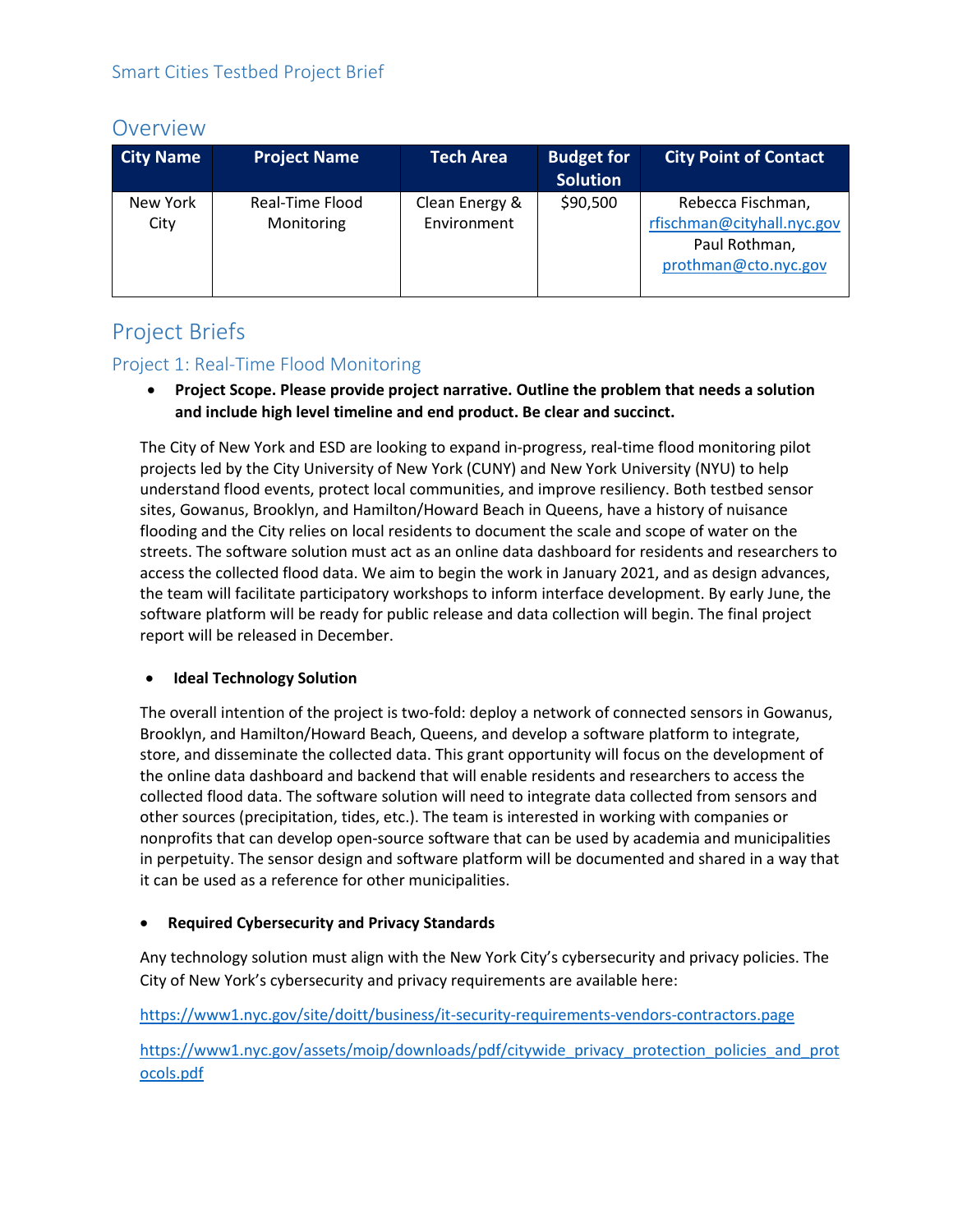Smart Cities Testbed Project Brief

# Overview

| City Name | Project Name | Tech Area | Budget for Solution | City Point of Contact |
|---|---|---|---|---|
| New York City | Real-Time Flood Monitoring | Clean Energy & Environment | $90,500 | Rebecca Fischman, rfischman@cityhall.nyc.gov Paul Rothman, prothman@cto.nyc.gov |

# Project Briefs

## Project 1: Real-Time Flood Monitoring

- **Project Scope. Please provide project narrative. Outline the problem that needs a solution and include high level timeline and end product. Be clear and succinct.**

The City of New York and ESD are looking to expand in-progress, real-time flood monitoring pilot projects led by the City University of New York (CUNY) and New York University (NYU) to help understand flood events, protect local communities, and improve resiliency. Both testbed sensor sites, Gowanus, Brooklyn, and Hamilton/Howard Beach in Queens, have a history of nuisance flooding and the City relies on local residents to document the scale and scope of water on the streets. The software solution must act as an online data dashboard for residents and researchers to access the collected flood data. We aim to begin the work in January 2021, and as design advances, the team will facilitate participatory workshops to inform interface development. By early June, the software platform will be ready for public release and data collection will begin. The final project report will be released in December.

- **Ideal Technology Solution**

The overall intention of the project is two-fold: deploy a network of connected sensors in Gowanus, Brooklyn, and Hamilton/Howard Beach, Queens, and develop a software platform to integrate, store, and disseminate the collected data. This grant opportunity will focus on the development of the online data dashboard and backend that will enable residents and researchers to access the collected flood data. The software solution will need to integrate data collected from sensors and other sources (precipitation, tides, etc.). The team is interested in working with companies or nonprofits that can develop open-source software that can be used by academia and municipalities in perpetuity. The sensor design and software platform will be documented and shared in a way that it can be used as a reference for other municipalities.

- **Required Cybersecurity and Privacy Standards**

Any technology solution must align with the New York City's cybersecurity and privacy policies. The City of New York's cybersecurity and privacy requirements are available here:

https://www1.nyc.gov/site/doitt/business/it-security-requirements-vendors-contractors.page

https://www1.nyc.gov/assets/moip/downloads/pdf/citywide_privacy_protection_policies_and_protocols.pdf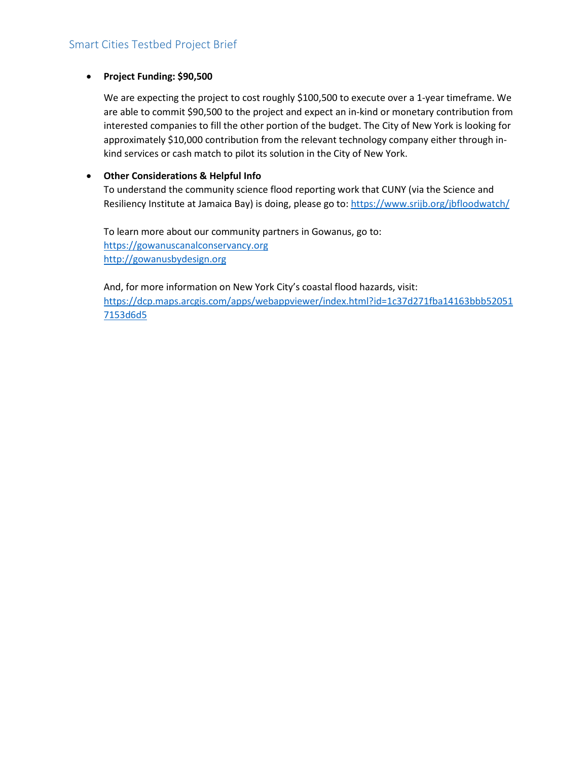- **Project Funding: $90,500**

  We are expecting the project to cost roughly $100,500 to execute over a 1-year timeframe. We are able to commit $90,500 to the project and expect an in-kind or monetary contribution from interested companies to fill the other portion of the budget. The City of New York is looking for approximately $10,000 contribution from the relevant technology company either through in-kind services or cash match to pilot its solution in the City of New York.

- **Other Considerations & Helpful Info**

  To understand the community science flood reporting work that CUNY (via the Science and Resiliency Institute at Jamaica Bay) is doing, please go to: [https://www.srijb.org/jbfloodwatch/](https://www.srijb.org/jbfloodwatch/)

  To learn more about our community partners in Gowanus, go to:
  [https://gowanuscanalconservancy.org](https://gowanuscanalconservancy.org)
  [http://gowanusbydesign.org](http://gowanusbydesign.org)

  And, for more information on New York City's coastal flood hazards, visit:
  [https://dcp.maps.arcgis.com/apps/webappviewer/index.html?id=1c37d271fba14163bbb520517153d6d5](https://dcp.maps.arcgis.com/apps/webappviewer/index.html?id=1c37d271fba14163bbb520517153d6d5)